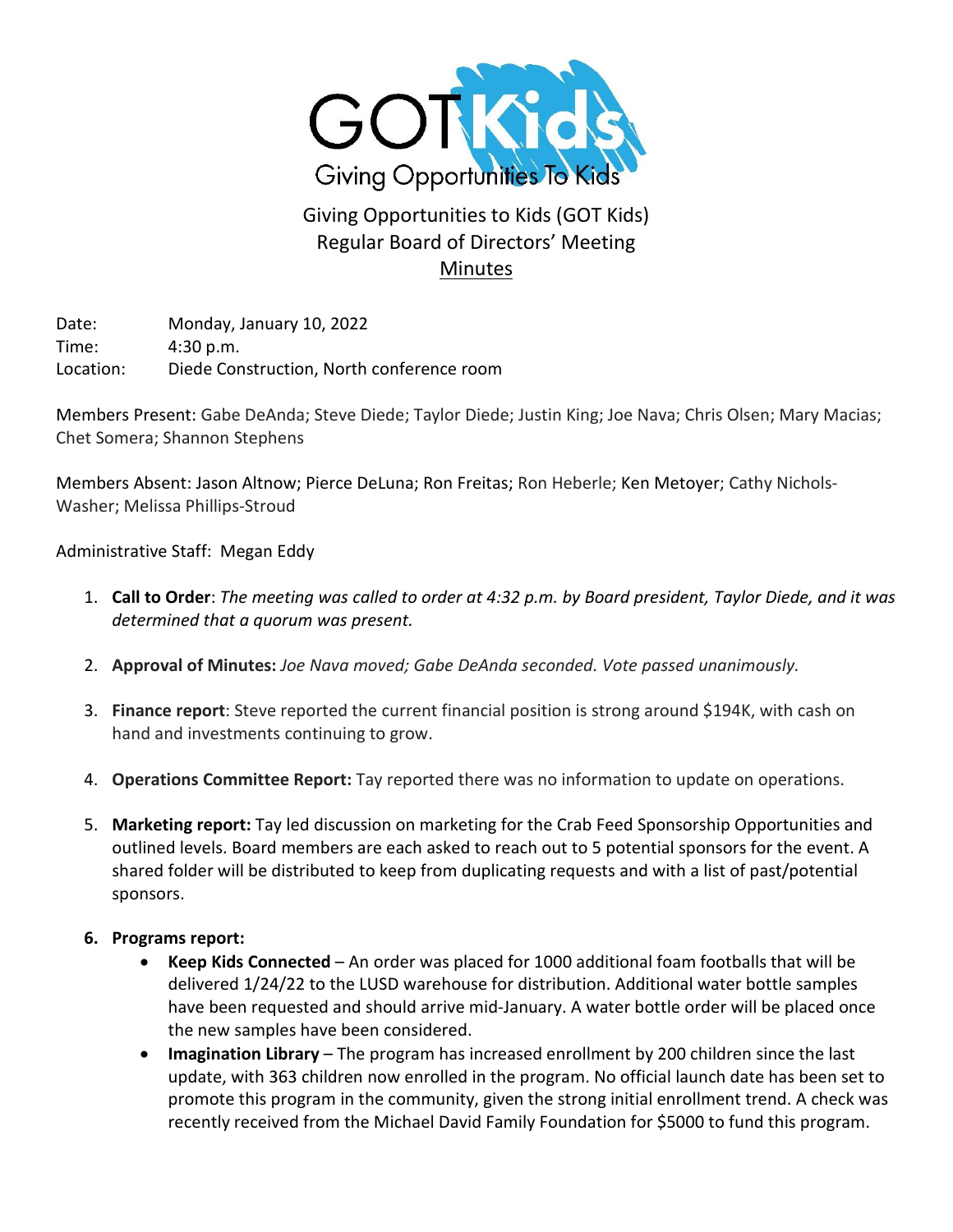GOT Kids
Giving Opportunities To Kids

# Giving Opportunities to Kids (GOT Kids)
## Regular Board of Directors' Meeting
## Minutes

Date: Monday, January 10, 2022
Time: 4:30 p.m.
Location: Diede Construction, North conference room

Members Present: Gabe DeAnda; Steve Diede; Taylor Diede; Justin King; Joe Nava; Chris Olsen; Mary Macias; Chet Somera; Shannon Stephens

Members Absent: Jason Altnow; Pierce DeLuna; Ron Freitas; Ron Heberle; Ken Metoyer; Cathy Nichols-Washer; Melissa Phillips-Stroud

Administrative Staff: Megan Eddy

1. **Call to Order**: *The meeting was called to order at 4:32 p.m. by Board president, Taylor Diede, and it was determined that a quorum was present.*

2. **Approval of Minutes:** *Joe Nava moved; Gabe DeAnda seconded. Vote passed unanimously.*

3. **Finance report**: Steve reported the current financial position is strong around $194K, with cash on hand and investments continuing to grow.

4. **Operations Committee Report:** Tay reported there was no information to update on operations.

5. **Marketing report:** Tay led discussion on marketing for the Crab Feed Sponsorship Opportunities and outlined levels. Board members are each asked to reach out to 5 potential sponsors for the event. A shared folder will be distributed to keep from duplicating requests and with a list of past/potential sponsors.

6. **Programs report:**
   - **Keep Kids Connected** – An order was placed for 1000 additional foam footballs that will be delivered 1/24/22 to the LUSD warehouse for distribution. Additional water bottle samples have been requested and should arrive mid-January. A water bottle order will be placed once the new samples have been considered.
   - **Imagination Library** – The program has increased enrollment by 200 children since the last update, with 363 children now enrolled in the program. No official launch date has been set to promote this program in the community, given the strong initial enrollment trend. A check was recently received from the Michael David Family Foundation for $5000 to fund this program.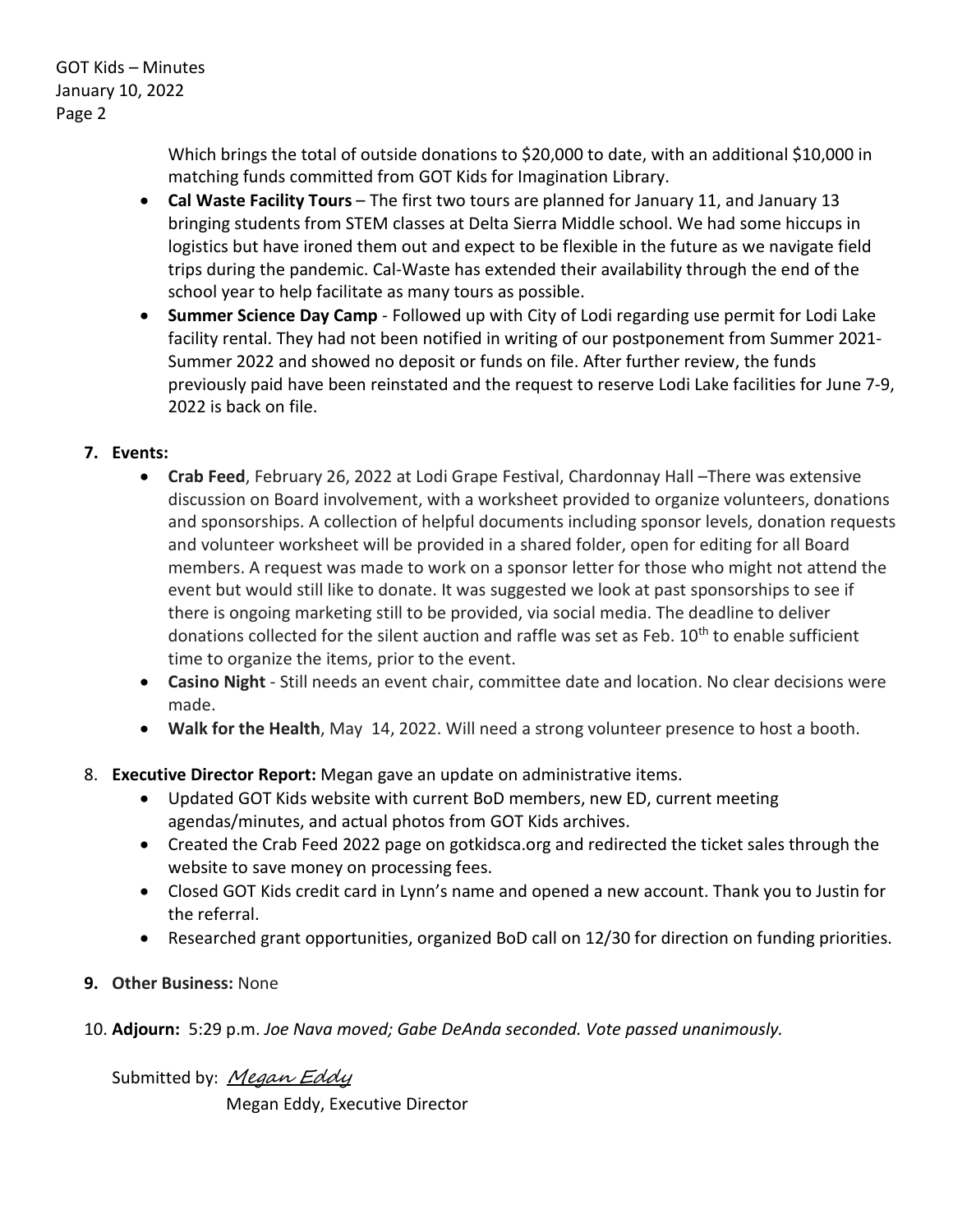Which brings the total of outside donations to $20,000 to date, with an additional $10,000 in matching funds committed from GOT Kids for Imagination Library.

- **Cal Waste Facility Tours** – The first two tours are planned for January 11, and January 13 bringing students from STEM classes at Delta Sierra Middle school. We had some hiccups in logistics but have ironed them out and expect to be flexible in the future as we navigate field trips during the pandemic. Cal-Waste has extended their availability through the end of the school year to help facilitate as many tours as possible.
- **Summer Science Day Camp** - Followed up with City of Lodi regarding use permit for Lodi Lake facility rental. They had not been notified in writing of our postponement from Summer 2021-Summer 2022 and showed no deposit or funds on file. After further review, the funds previously paid have been reinstated and the request to reserve Lodi Lake facilities for June 7-9, 2022 is back on file.

**7. Events:**

- **Crab Feed**, February 26, 2022 at Lodi Grape Festival, Chardonnay Hall –There was extensive discussion on Board involvement, with a worksheet provided to organize volunteers, donations and sponsorships. A collection of helpful documents including sponsor levels, donation requests and volunteer worksheet will be provided in a shared folder, open for editing for all Board members. A request was made to work on a sponsor letter for those who might not attend the event but would still like to donate. It was suggested we look at past sponsorships to see if there is ongoing marketing still to be provided, via social media. The deadline to deliver donations collected for the silent auction and raffle was set as Feb. 10th to enable sufficient time to organize the items, prior to the event.
- **Casino Night** - Still needs an event chair, committee date and location. No clear decisions were made.
- **Walk for the Health**, May 14, 2022. Will need a strong volunteer presence to host a booth.

8. **Executive Director Report:** Megan gave an update on administrative items.
   - Updated GOT Kids website with current BoD members, new ED, current meeting agendas/minutes, and actual photos from GOT Kids archives.
   - Created the Crab Feed 2022 page on gotkidsca.org and redirected the ticket sales through the website to save money on processing fees.
   - Closed GOT Kids credit card in Lynn's name and opened a new account. Thank you to Justin for the referral.
   - Researched grant opportunities, organized BoD call on 12/30 for direction on funding priorities.

**9. Other Business:** None

10. **Adjourn:** 5:29 p.m. *Joe Nava moved; Gabe DeAnda seconded. Vote passed unanimously.*

Submitted by: *Megan Eddy*

Megan Eddy, Executive Director